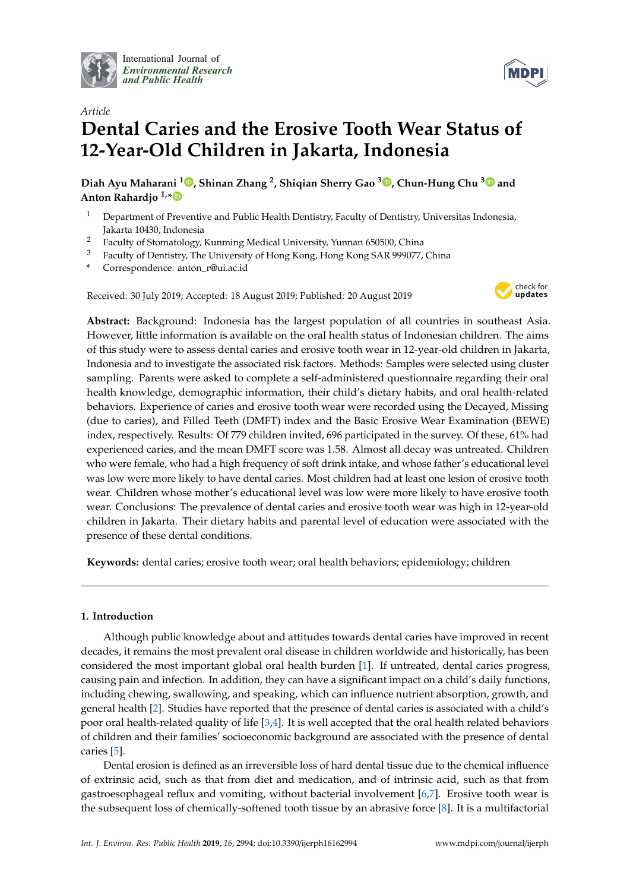Article

# Dental Caries and the Erosive Tooth Wear Status of 12-Year-Old Children in Jakarta, Indonesia

**Diah Ayu Maharani [1], Shinan Zhang [2], Shiqian Sherry Gao [3], Chun-Hung Chu [3] and Anton Rahardjo [1,*]**

[1] Department of Preventive and Public Health Dentistry, Faculty of Dentistry, Universitas Indonesia, Jakarta 10430, Indonesia
[2] Faculty of Stomatology, Kunming Medical University, Yunnan 650500, China
[3] Faculty of Dentistry, The University of Hong Kong, Hong Kong SAR 999077, China
\* Correspondence: anton_r@ui.ac.id

Received: 30 July 2019; Accepted: 18 August 2019; Published: 20 August 2019

**Abstract:** Background: Indonesia has the largest population of all countries in southeast Asia. However, little information is available on the oral health status of Indonesian children. The aims of this study were to assess dental caries and erosive tooth wear in 12-year-old children in Jakarta, Indonesia and to investigate the associated risk factors. Methods: Samples were selected using cluster sampling. Parents were asked to complete a self-administered questionnaire regarding their oral health knowledge, demographic information, their child's dietary habits, and oral health-related behaviors. Experience of caries and erosive tooth wear were recorded using the Decayed, Missing (due to caries), and Filled Teeth (DMFT) index and the Basic Erosive Wear Examination (BEWE) index, respectively. Results: Of 779 children invited, 696 participated in the survey. Of these, 61% had experienced caries, and the mean DMFT score was 1.58. Almost all decay was untreated. Children who were female, who had a high frequency of soft drink intake, and whose father's educational level was low were more likely to have dental caries. Most children had at least one lesion of erosive tooth wear. Children whose mother's educational level was low were more likely to have erosive tooth wear. Conclusions: The prevalence of dental caries and erosive tooth wear was high in 12-year-old children in Jakarta. Their dietary habits and parental level of education were associated with the presence of these dental conditions.

**Keywords:** dental caries; erosive tooth wear; oral health behaviors; epidemiology; children

## 1. Introduction

Although public knowledge about and attitudes towards dental caries have improved in recent decades, it remains the most prevalent oral disease in children worldwide and historically, has been considered the most important global oral health burden [1]. If untreated, dental caries progress, causing pain and infection. In addition, they can have a significant impact on a child's daily functions, including chewing, swallowing, and speaking, which can influence nutrient absorption, growth, and general health [2]. Studies have reported that the presence of dental caries is associated with a child's poor oral health-related quality of life [3,4]. It is well accepted that the oral health related behaviors of children and their families' socioeconomic background are associated with the presence of dental caries [5].

Dental erosion is defined as an irreversible loss of hard dental tissue due to the chemical influence of extrinsic acid, such as that from diet and medication, and of intrinsic acid, such as that from gastroesophageal reflux and vomiting, without bacterial involvement [6,7]. Erosive tooth wear is the subsequent loss of chemically-softened tooth tissue by an abrasive force [8]. It is a multifactorial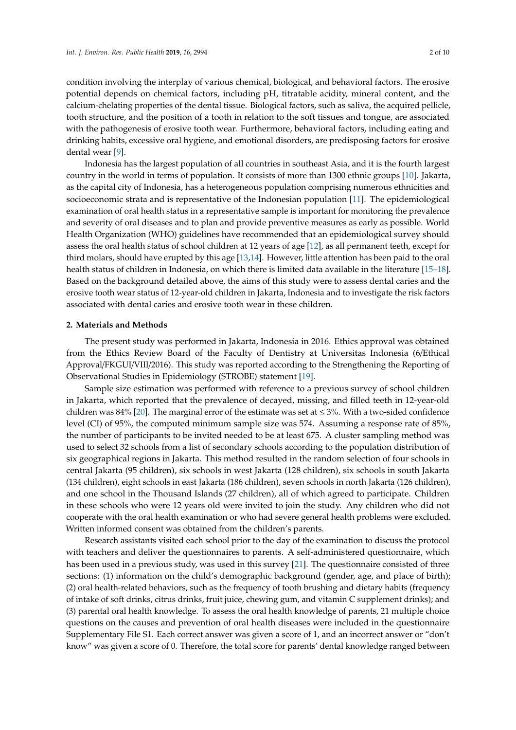condition involving the interplay of various chemical, biological, and behavioral factors. The erosive potential depends on chemical factors, including pH, titratable acidity, mineral content, and the calcium-chelating properties of the dental tissue. Biological factors, such as saliva, the acquired pellicle, tooth structure, and the position of a tooth in relation to the soft tissues and tongue, are associated with the pathogenesis of erosive tooth wear. Furthermore, behavioral factors, including eating and drinking habits, excessive oral hygiene, and emotional disorders, are predisposing factors for erosive dental wear [9].

Indonesia has the largest population of all countries in southeast Asia, and it is the fourth largest country in the world in terms of population. It consists of more than 1300 ethnic groups [10]. Jakarta, as the capital city of Indonesia, has a heterogeneous population comprising numerous ethnicities and socioeconomic strata and is representative of the Indonesian population [11]. The epidemiological examination of oral health status in a representative sample is important for monitoring the prevalence and severity of oral diseases and to plan and provide preventive measures as early as possible. World Health Organization (WHO) guidelines have recommended that an epidemiological survey should assess the oral health status of school children at 12 years of age [12], as all permanent teeth, except for third molars, should have erupted by this age [13,14]. However, little attention has been paid to the oral health status of children in Indonesia, on which there is limited data available in the literature [15–18]. Based on the background detailed above, the aims of this study were to assess dental caries and the erosive tooth wear status of 12-year-old children in Jakarta, Indonesia and to investigate the risk factors associated with dental caries and erosive tooth wear in these children.

## 2. Materials and Methods

The present study was performed in Jakarta, Indonesia in 2016. Ethics approval was obtained from the Ethics Review Board of the Faculty of Dentistry at Universitas Indonesia (6/Ethical Approval/FKGUI/VIII/2016). This study was reported according to the Strengthening the Reporting of Observational Studies in Epidemiology (STROBE) statement [19].

Sample size estimation was performed with reference to a previous survey of school children in Jakarta, which reported that the prevalence of decayed, missing, and filled teeth in 12-year-old children was 84% [20]. The marginal error of the estimate was set at $\leq$ 3%. With a two-sided confidence level (CI) of 95%, the computed minimum sample size was 574. Assuming a response rate of 85%, the number of participants to be invited needed to be at least 675. A cluster sampling method was used to select 32 schools from a list of secondary schools according to the population distribution of six geographical regions in Jakarta. This method resulted in the random selection of four schools in central Jakarta (95 children), six schools in west Jakarta (128 children), six schools in south Jakarta (134 children), eight schools in east Jakarta (186 children), seven schools in north Jakarta (126 children), and one school in the Thousand Islands (27 children), all of which agreed to participate. Children in these schools who were 12 years old were invited to join the study. Any children who did not cooperate with the oral health examination or who had severe general health problems were excluded. Written informed consent was obtained from the children's parents.

Research assistants visited each school prior to the day of the examination to discuss the protocol with teachers and deliver the questionnaires to parents. A self-administered questionnaire, which has been used in a previous study, was used in this survey [21]. The questionnaire consisted of three sections: (1) information on the child's demographic background (gender, age, and place of birth); (2) oral health-related behaviors, such as the frequency of tooth brushing and dietary habits (frequency of intake of soft drinks, citrus drinks, fruit juice, chewing gum, and vitamin C supplement drinks); and (3) parental oral health knowledge. To assess the oral health knowledge of parents, 21 multiple choice questions on the causes and prevention of oral health diseases were included in the questionnaire Supplementary File S1. Each correct answer was given a score of 1, and an incorrect answer or "don't know" was given a score of 0. Therefore, the total score for parents' dental knowledge ranged between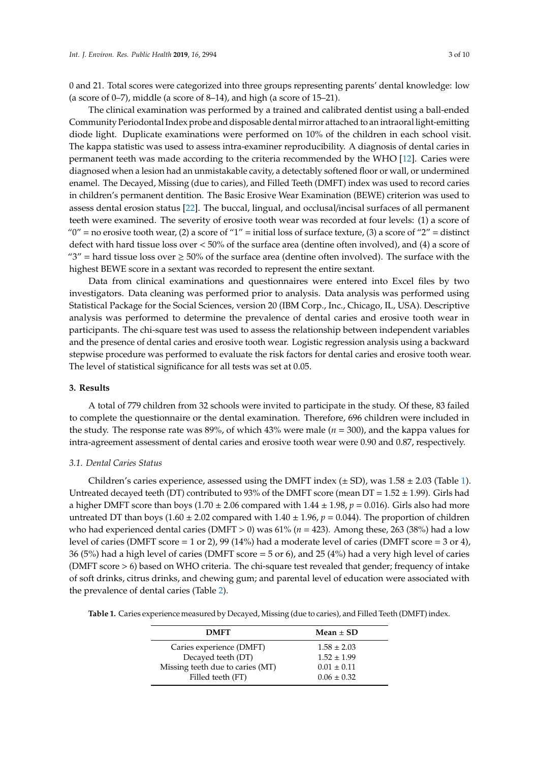0 and 21. Total scores were categorized into three groups representing parents' dental knowledge: low (a score of 0–7), middle (a score of 8–14), and high (a score of 15–21).

The clinical examination was performed by a trained and calibrated dentist using a ball-ended Community Periodontal Index probe and disposable dental mirror attached to an intraoral light-emitting diode light. Duplicate examinations were performed on 10% of the children in each school visit. The kappa statistic was used to assess intra-examiner reproducibility. A diagnosis of dental caries in permanent teeth was made according to the criteria recommended by the WHO [12]. Caries were diagnosed when a lesion had an unmistakable cavity, a detectably softened floor or wall, or undermined enamel. The Decayed, Missing (due to caries), and Filled Teeth (DMFT) index was used to record caries in children's permanent dentition. The Basic Erosive Wear Examination (BEWE) criterion was used to assess dental erosion status [22]. The buccal, lingual, and occlusal/incisal surfaces of all permanent teeth were examined. The severity of erosive tooth wear was recorded at four levels: (1) a score of "0" = no erosive tooth wear, (2) a score of "1" = initial loss of surface texture, (3) a score of "2" = distinct defect with hard tissue loss over < 50% of the surface area (dentine often involved), and (4) a score of "3" = hard tissue loss over ≥ 50% of the surface area (dentine often involved). The surface with the highest BEWE score in a sextant was recorded to represent the entire sextant.

Data from clinical examinations and questionnaires were entered into Excel files by two investigators. Data cleaning was performed prior to analysis. Data analysis was performed using Statistical Package for the Social Sciences, version 20 (IBM Corp., Inc., Chicago, IL, USA). Descriptive analysis was performed to determine the prevalence of dental caries and erosive tooth wear in participants. The chi-square test was used to assess the relationship between independent variables and the presence of dental caries and erosive tooth wear. Logistic regression analysis using a backward stepwise procedure was performed to evaluate the risk factors for dental caries and erosive tooth wear. The level of statistical significance for all tests was set at 0.05.

## 3. Results

A total of 779 children from 32 schools were invited to participate in the study. Of these, 83 failed to complete the questionnaire or the dental examination. Therefore, 696 children were included in the study. The response rate was 89%, of which 43% were male ($n = 300$), and the kappa values for intra-agreement assessment of dental caries and erosive tooth wear were 0.90 and 0.87, respectively.

### 3.1. Dental Caries Status

Children's caries experience, assessed using the DMFT index (± SD), was 1.58 ± 2.03 (Table 1). Untreated decayed teeth (DT) contributed to 93% of the DMFT score (mean DT = 1.52 ± 1.99). Girls had a higher DMFT score than boys (1.70 ± 2.06 compared with 1.44 ± 1.98, $p = 0.016$). Girls also had more untreated DT than boys (1.60 ± 2.02 compared with 1.40 ± 1.96, $p = 0.044$). The proportion of children who had experienced dental caries (DMFT > 0) was 61% ($n = 423$). Among these, 263 (38%) had a low level of caries (DMFT score = 1 or 2), 99 (14%) had a moderate level of caries (DMFT score = 3 or 4), 36 (5%) had a high level of caries (DMFT score = 5 or 6), and 25 (4%) had a very high level of caries (DMFT score > 6) based on WHO criteria. The chi-square test revealed that gender; frequency of intake of soft drinks, citrus drinks, and chewing gum; and parental level of education were associated with the prevalence of dental caries (Table 2).

**Table 1.** Caries experience measured by Decayed, Missing (due to caries), and Filled Teeth (DMFT) index.

| DMFT | Mean ± SD |
|---|---|
| Caries experience (DMFT) | 1.58 ± 2.03 |
| Decayed teeth (DT) | 1.52 ± 1.99 |
| Missing teeth due to caries (MT) | 0.01 ± 0.11 |
| Filled teeth (FT) | 0.06 ± 0.32 |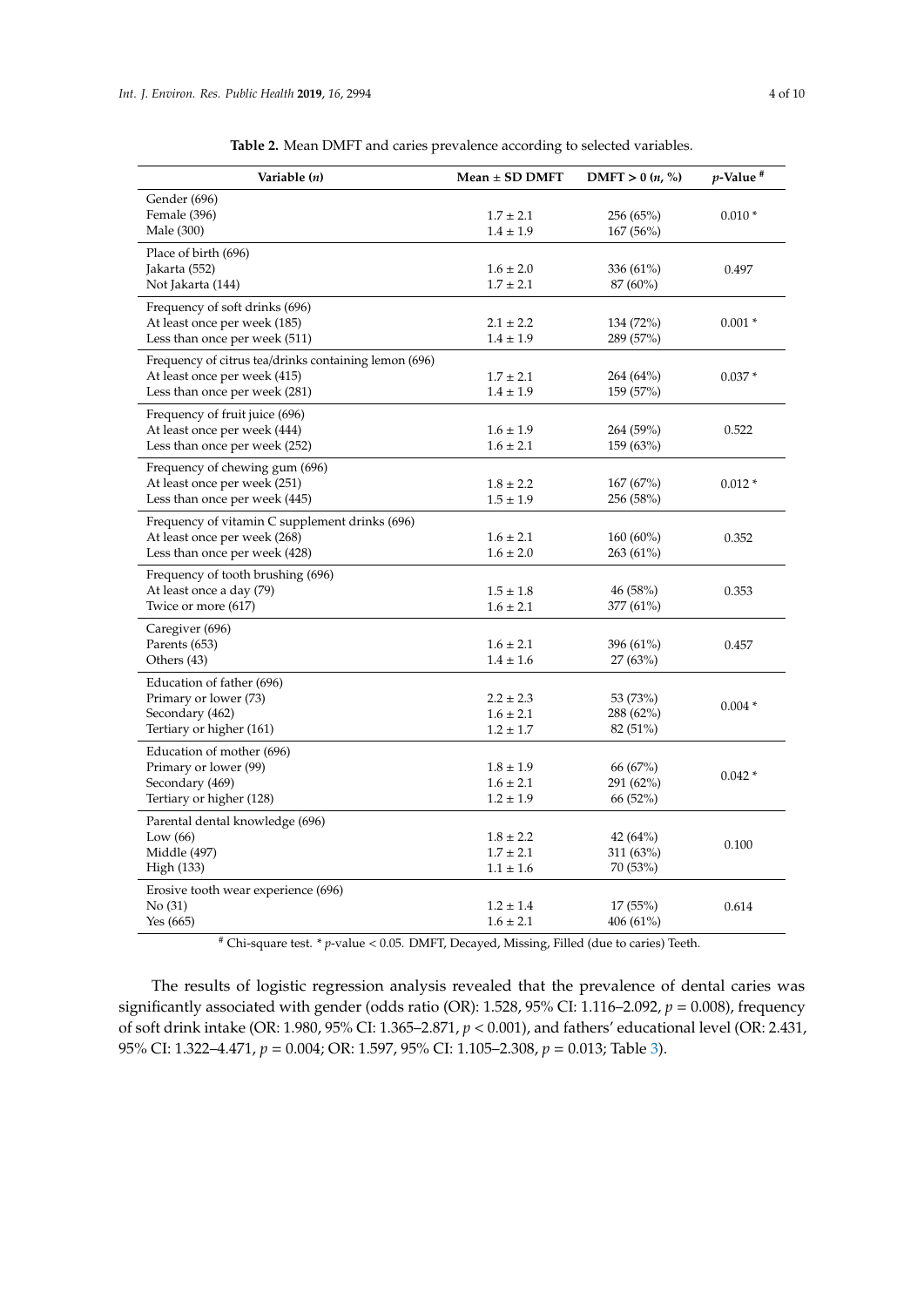**Table 2.** Mean DMFT and caries prevalence according to selected variables.

| Variable ($n$) | Mean ± SD DMFT | DMFT > 0 ($n$, %) | $p$-Value # |
|---|---|---|---|
| Gender (696) | | | |
| Female (396) | 1.7 ± 2.1 | 256 (65%) | 0.010 * |
| Male (300) | 1.4 ± 1.9 | 167 (56%) | |
| Place of birth (696) | | | |
| Jakarta (552) | 1.6 ± 2.0 | 336 (61%) | 0.497 |
| Not Jakarta (144) | 1.7 ± 2.1 | 87 (60%) | |
| Frequency of soft drinks (696) | | | |
| At least once per week (185) | 2.1 ± 2.2 | 134 (72%) | 0.001 * |
| Less than once per week (511) | 1.4 ± 1.9 | 289 (57%) | |
| Frequency of citrus tea/drinks containing lemon (696) | | | |
| At least once per week (415) | 1.7 ± 2.1 | 264 (64%) | 0.037 * |
| Less than once per week (281) | 1.4 ± 1.9 | 159 (57%) | |
| Frequency of fruit juice (696) | | | |
| At least once per week (444) | 1.6 ± 1.9 | 264 (59%) | 0.522 |
| Less than once per week (252) | 1.6 ± 2.1 | 159 (63%) | |
| Frequency of chewing gum (696) | | | |
| At least once per week (251) | 1.8 ± 2.2 | 167 (67%) | 0.012 * |
| Less than once per week (445) | 1.5 ± 1.9 | 256 (58%) | |
| Frequency of vitamin C supplement drinks (696) | | | |
| At least once per week (268) | 1.6 ± 2.1 | 160 (60%) | 0.352 |
| Less than once per week (428) | 1.6 ± 2.0 | 263 (61%) | |
| Frequency of tooth brushing (696) | | | |
| At least once a day (79) | 1.5 ± 1.8 | 46 (58%) | 0.353 |
| Twice or more (617) | 1.6 ± 2.1 | 377 (61%) | |
| Caregiver (696) | | | |
| Parents (653) | 1.6 ± 2.1 | 396 (61%) | 0.457 |
| Others (43) | 1.4 ± 1.6 | 27 (63%) | |
| Education of father (696) | | | |
| Primary or lower (73) | 2.2 ± 2.3 | 53 (73%) | 0.004 * |
| Secondary (462) | 1.6 ± 2.1 | 288 (62%) | |
| Tertiary or higher (161) | 1.2 ± 1.7 | 82 (51%) | |
| Education of mother (696) | | | |
| Primary or lower (99) | 1.8 ± 1.9 | 66 (67%) | 0.042 * |
| Secondary (469) | 1.6 ± 2.1 | 291 (62%) | |
| Tertiary or higher (128) | 1.2 ± 1.9 | 66 (52%) | |
| Parental dental knowledge (696) | | | |
| Low (66) | 1.8 ± 2.2 | 42 (64%) | 0.100 |
| Middle (497) | 1.7 ± 2.1 | 311 (63%) | |
| High (133) | 1.1 ± 1.6 | 70 (53%) | |
| Erosive tooth wear experience (696) | | | |
| No (31) | 1.2 ± 1.4 | 17 (55%) | 0.614 |
| Yes (665) | 1.6 ± 2.1 | 406 (61%) | |

# Chi-square test. * $p$-value < 0.05. DMFT, Decayed, Missing, Filled (due to caries) Teeth.

The results of logistic regression analysis revealed that the prevalence of dental caries was significantly associated with gender (odds ratio (OR): 1.528, 95% CI: 1.116–2.092, $p = 0.008$), frequency of soft drink intake (OR: 1.980, 95% CI: 1.365–2.871, $p < 0.001$), and fathers' educational level (OR: 2.431, 95% CI: 1.322–4.471, $p = 0.004$; OR: 1.597, 95% CI: 1.105–2.308, $p = 0.013$; Table 3).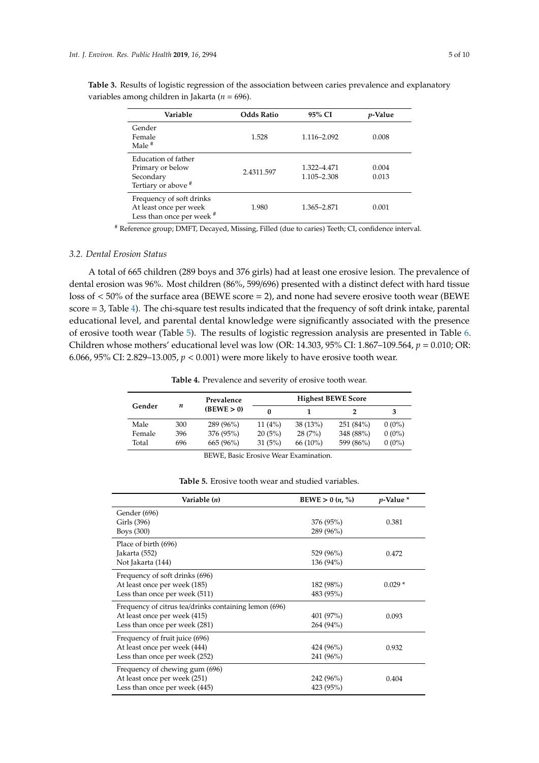**Table 3.** Results of logistic regression of the association between caries prevalence and explanatory variables among children in Jakarta ($n$ = 696).

| Variable | Odds Ratio | 95% CI | $p$-Value |
|---|---|---|---|
| Gender<br>Female<br>Male # | 1.528 | 1.116–2.092 | 0.008 |
| Education of father<br>Primary or below<br>Secondary<br>Tertiary or above # | 2.4311.597 | 1.322–4.471<br>1.105–2.308 | 0.004<br>0.013 |
| Frequency of soft drinks<br>At least once per week<br>Less than once per week # | 1.980 | 1.365–2.871 | 0.001 |

# Reference group; DMFT, Decayed, Missing, Filled (due to caries) Teeth; CI, confidence interval.

### 3.2. Dental Erosion Status

A total of 665 children (289 boys and 376 girls) had at least one erosive lesion. The prevalence of dental erosion was 96%. Most children (86%, 599/696) presented with a distinct defect with hard tissue loss of < 50% of the surface area (BEWE score = 2), and none had severe erosive tooth wear (BEWE score = 3, Table 4). The chi-square test results indicated that the frequency of soft drink intake, parental educational level, and parental dental knowledge were significantly associated with the presence of erosive tooth wear (Table 5). The results of logistic regression analysis are presented in Table 6. Children whose mothers' educational level was low (OR: 14.303, 95% CI: 1.867–109.564, $p$ = 0.010; OR: 6.066, 95% CI: 2.829–13.005, $p$ < 0.001) were more likely to have erosive tooth wear.

**Table 4.** Prevalence and severity of erosive tooth wear.

| Gender | $n$ | Prevalence (BEWE > 0) | Highest BEWE Score | | | |
|---|---|---|---|---|---|---|
| | | | 0 | 1 | 2 | 3 |
| Male | 300 | 289 (96%) | 11 (4%) | 38 (13%) | 251 (84%) | 0 (0%) |
| Female | 396 | 376 (95%) | 20 (5%) | 28 (7%) | 348 (88%) | 0 (0%) |
| Total | 696 | 665 (96%) | 31 (5%) | 66 (10%) | 599 (86%) | 0 (0%) |

BEWE, Basic Erosive Wear Examination.

**Table 5.** Erosive tooth wear and studied variables.

| Variable ($n$) | BEWE > 0 ($n$, %) | $p$-Value * |
|---|---|---|
| Gender (696)<br>Girls (396)<br>Boys (300) | 376 (95%)<br>289 (96%) | 0.381 |
| Place of birth (696)<br>Jakarta (552)<br>Not Jakarta (144) | 529 (96%)<br>136 (94%) | 0.472 |
| Frequency of soft drinks (696)<br>At least once per week (185)<br>Less than once per week (511) | 182 (98%)<br>483 (95%) | 0.029 * |
| Frequency of citrus tea/drinks containing lemon (696)<br>At least once per week (415)<br>Less than once per week (281) | 401 (97%)<br>264 (94%) | 0.093 |
| Frequency of fruit juice (696)<br>At least once per week (444)<br>Less than once per week (252) | 424 (96%)<br>241 (96%) | 0.932 |
| Frequency of chewing gum (696)<br>At least once per week (251)<br>Less than once per week (445) | 242 (96%)<br>423 (95%) | 0.404 |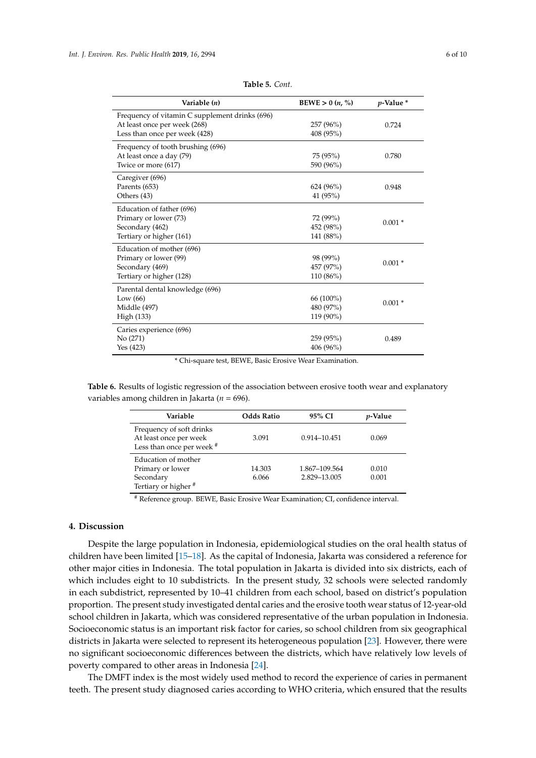**Table 5.** *Cont.*

| Variable (*n*) | BEWE > 0 (*n*, %) | *p*-Value * |
|---|---|---|
| Frequency of vitamin C supplement drinks (696) | | |
| At least once per week (268) | 257 (96%) | 0.724 |
| Less than once per week (428) | 408 (95%) | |
| Frequency of tooth brushing (696) | | |
| At least once a day (79) | 75 (95%) | 0.780 |
| Twice or more (617) | 590 (96%) | |
| Caregiver (696) | | |
| Parents (653) | 624 (96%) | 0.948 |
| Others (43) | 41 (95%) | |
| Education of father (696) | | |
| Primary or lower (73) | 72 (99%) | 0.001 * |
| Secondary (462) | 452 (98%) | |
| Tertiary or higher (161) | 141 (88%) | |
| Education of mother (696) | | |
| Primary or lower (99) | 98 (99%) | 0.001 * |
| Secondary (469) | 457 (97%) | |
| Tertiary or higher (128) | 110 (86%) | |
| Parental dental knowledge (696) | | |
| Low (66) | 66 (100%) | 0.001 * |
| Middle (497) | 480 (97%) | |
| High (133) | 119 (90%) | |
| Caries experience (696) | | |
| No (271) | 259 (95%) | 0.489 |
| Yes (423) | 406 (96%) | |

\* Chi-square test, BEWE, Basic Erosive Wear Examination.

**Table 6.** Results of logistic regression of the association between erosive tooth wear and explanatory variables among children in Jakarta ($n = 696$).

| Variable | Odds Ratio | 95% CI | *p*-Value |
|---|---|---|---|
| Frequency of soft drinks | | | |
| At least once per week | 3.091 | 0.914–10.451 | 0.069 |
| Less than once per week # | | | |
| Education of mother | | | |
| Primary or lower | 14.303 | 1.867–109.564 | 0.010 |
| Secondary | 6.066 | 2.829–13.005 | 0.001 |
| Tertiary or higher # | | | |

# Reference group. BEWE, Basic Erosive Wear Examination; CI, confidence interval.

## 4. Discussion

Despite the large population in Indonesia, epidemiological studies on the oral health status of children have been limited [15–18]. As the capital of Indonesia, Jakarta was considered a reference for other major cities in Indonesia. The total population in Jakarta is divided into six districts, each of which includes eight to 10 subdistricts. In the present study, 32 schools were selected randomly in each subdistrict, represented by 10–41 children from each school, based on district's population proportion. The present study investigated dental caries and the erosive tooth wear status of 12-year-old school children in Jakarta, which was considered representative of the urban population in Indonesia. Socioeconomic status is an important risk factor for caries, so school children from six geographical districts in Jakarta were selected to represent its heterogeneous population [23]. However, there were no significant socioeconomic differences between the districts, which have relatively low levels of poverty compared to other areas in Indonesia [24].

The DMFT index is the most widely used method to record the experience of caries in permanent teeth. The present study diagnosed caries according to WHO criteria, which ensured that the results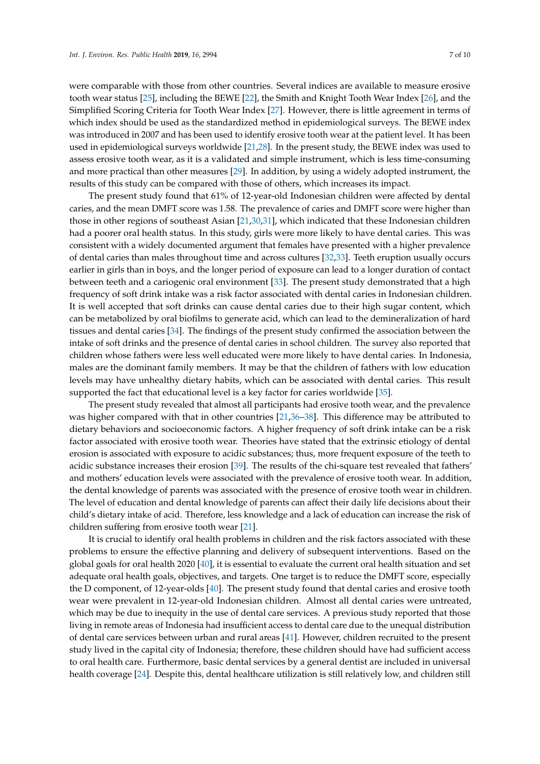were comparable with those from other countries. Several indices are available to measure erosive tooth wear status [25], including the BEWE [22], the Smith and Knight Tooth Wear Index [26], and the Simplified Scoring Criteria for Tooth Wear Index [27]. However, there is little agreement in terms of which index should be used as the standardized method in epidemiological surveys. The BEWE index was introduced in 2007 and has been used to identify erosive tooth wear at the patient level. It has been used in epidemiological surveys worldwide [21,28]. In the present study, the BEWE index was used to assess erosive tooth wear, as it is a validated and simple instrument, which is less time-consuming and more practical than other measures [29]. In addition, by using a widely adopted instrument, the results of this study can be compared with those of others, which increases its impact.

The present study found that 61% of 12-year-old Indonesian children were affected by dental caries, and the mean DMFT score was 1.58. The prevalence of caries and DMFT score were higher than those in other regions of southeast Asian [21,30,31], which indicated that these Indonesian children had a poorer oral health status. In this study, girls were more likely to have dental caries. This was consistent with a widely documented argument that females have presented with a higher prevalence of dental caries than males throughout time and across cultures [32,33]. Teeth eruption usually occurs earlier in girls than in boys, and the longer period of exposure can lead to a longer duration of contact between teeth and a cariogenic oral environment [33]. The present study demonstrated that a high frequency of soft drink intake was a risk factor associated with dental caries in Indonesian children. It is well accepted that soft drinks can cause dental caries due to their high sugar content, which can be metabolized by oral biofilms to generate acid, which can lead to the demineralization of hard tissues and dental caries [34]. The findings of the present study confirmed the association between the intake of soft drinks and the presence of dental caries in school children. The survey also reported that children whose fathers were less well educated were more likely to have dental caries. In Indonesia, males are the dominant family members. It may be that the children of fathers with low education levels may have unhealthy dietary habits, which can be associated with dental caries. This result supported the fact that educational level is a key factor for caries worldwide [35].

The present study revealed that almost all participants had erosive tooth wear, and the prevalence was higher compared with that in other countries [21,36–38]. This difference may be attributed to dietary behaviors and socioeconomic factors. A higher frequency of soft drink intake can be a risk factor associated with erosive tooth wear. Theories have stated that the extrinsic etiology of dental erosion is associated with exposure to acidic substances; thus, more frequent exposure of the teeth to acidic substance increases their erosion [39]. The results of the chi-square test revealed that fathers' and mothers' education levels were associated with the prevalence of erosive tooth wear. In addition, the dental knowledge of parents was associated with the presence of erosive tooth wear in children. The level of education and dental knowledge of parents can affect their daily life decisions about their child's dietary intake of acid. Therefore, less knowledge and a lack of education can increase the risk of children suffering from erosive tooth wear [21].

It is crucial to identify oral health problems in children and the risk factors associated with these problems to ensure the effective planning and delivery of subsequent interventions. Based on the global goals for oral health 2020 [40], it is essential to evaluate the current oral health situation and set adequate oral health goals, objectives, and targets. One target is to reduce the DMFT score, especially the D component, of 12-year-olds [40]. The present study found that dental caries and erosive tooth wear were prevalent in 12-year-old Indonesian children. Almost all dental caries were untreated, which may be due to inequity in the use of dental care services. A previous study reported that those living in remote areas of Indonesia had insufficient access to dental care due to the unequal distribution of dental care services between urban and rural areas [41]. However, children recruited to the present study lived in the capital city of Indonesia; therefore, these children should have had sufficient access to oral health care. Furthermore, basic dental services by a general dentist are included in universal health coverage [24]. Despite this, dental healthcare utilization is still relatively low, and children still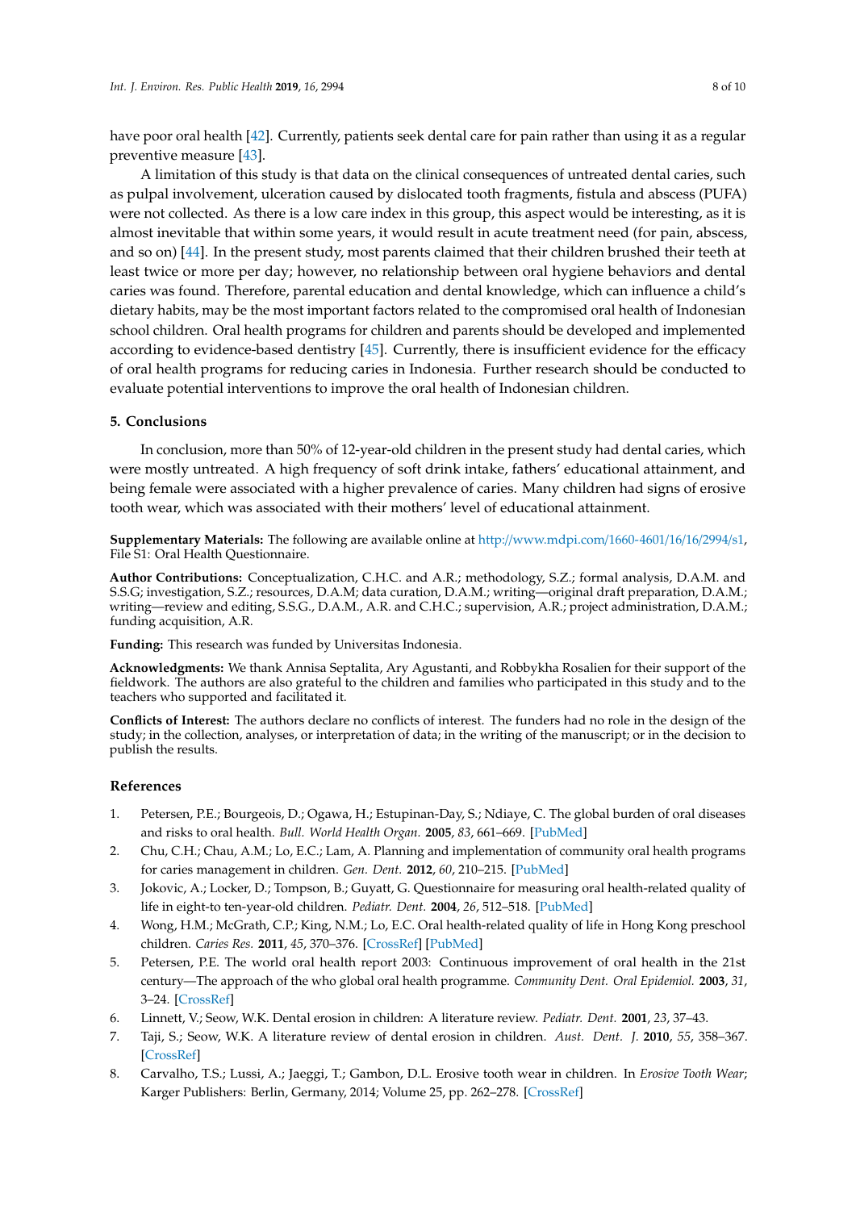have poor oral health [42]. Currently, patients seek dental care for pain rather than using it as a regular preventive measure [43].

A limitation of this study is that data on the clinical consequences of untreated dental caries, such as pulpal involvement, ulceration caused by dislocated tooth fragments, fistula and abscess (PUFA) were not collected. As there is a low care index in this group, this aspect would be interesting, as it is almost inevitable that within some years, it would result in acute treatment need (for pain, abscess, and so on) [44]. In the present study, most parents claimed that their children brushed their teeth at least twice or more per day; however, no relationship between oral hygiene behaviors and dental caries was found. Therefore, parental education and dental knowledge, which can influence a child's dietary habits, may be the most important factors related to the compromised oral health of Indonesian school children. Oral health programs for children and parents should be developed and implemented according to evidence-based dentistry [45]. Currently, there is insufficient evidence for the efficacy of oral health programs for reducing caries in Indonesia. Further research should be conducted to evaluate potential interventions to improve the oral health of Indonesian children.

## 5. Conclusions

In conclusion, more than 50% of 12-year-old children in the present study had dental caries, which were mostly untreated. A high frequency of soft drink intake, fathers' educational attainment, and being female were associated with a higher prevalence of caries. Many children had signs of erosive tooth wear, which was associated with their mothers' level of educational attainment.

**Supplementary Materials:** The following are available online at http://www.mdpi.com/1660-4601/16/16/2994/s1, File S1: Oral Health Questionnaire.

**Author Contributions:** Conceptualization, C.H.C. and A.R.; methodology, S.Z.; formal analysis, D.A.M. and S.S.G; investigation, S.Z.; resources, D.A.M; data curation, D.A.M.; writing—original draft preparation, D.A.M.; writing—review and editing, S.S.G., D.A.M., A.R. and C.H.C.; supervision, A.R.; project administration, D.A.M.; funding acquisition, A.R.

**Funding:** This research was funded by Universitas Indonesia.

**Acknowledgments:** We thank Annisa Septalita, Ary Agustanti, and Robbykha Rosalien for their support of the fieldwork. The authors are also grateful to the children and families who participated in this study and to the teachers who supported and facilitated it.

**Conflicts of Interest:** The authors declare no conflicts of interest. The funders had no role in the design of the study; in the collection, analyses, or interpretation of data; in the writing of the manuscript; or in the decision to publish the results.

## References

1. Petersen, P.E.; Bourgeois, D.; Ogawa, H.; Estupinan-Day, S.; Ndiaye, C. The global burden of oral diseases and risks to oral health. *Bull. World Health Organ.* **2005**, *83*, 661–669. [PubMed]
2. Chu, C.H.; Chau, A.M.; Lo, E.C.; Lam, A. Planning and implementation of community oral health programs for caries management in children. *Gen. Dent.* **2012**, *60*, 210–215. [PubMed]
3. Jokovic, A.; Locker, D.; Tompson, B.; Guyatt, G. Questionnaire for measuring oral health-related quality of life in eight-to ten-year-old children. *Pediatr. Dent.* **2004**, *26*, 512–518. [PubMed]
4. Wong, H.M.; McGrath, C.P.; King, N.M.; Lo, E.C. Oral health-related quality of life in Hong Kong preschool children. *Caries Res.* **2011**, *45*, 370–376. [CrossRef] [PubMed]
5. Petersen, P.E. The world oral health report 2003: Continuous improvement of oral health in the 21st century—The approach of the who global oral health programme. *Community Dent. Oral Epidemiol.* **2003**, *31*, 3–24. [CrossRef]
6. Linnett, V.; Seow, W.K. Dental erosion in children: A literature review. *Pediatr. Dent.* **2001**, *23*, 37–43.
7. Taji, S.; Seow, W.K. A literature review of dental erosion in children. *Aust. Dent. J.* **2010**, *55*, 358–367. [CrossRef]
8. Carvalho, T.S.; Lussi, A.; Jaeggi, T.; Gambon, D.L. Erosive tooth wear in children. In *Erosive Tooth Wear*; Karger Publishers: Berlin, Germany, 2014; Volume 25, pp. 262–278. [CrossRef]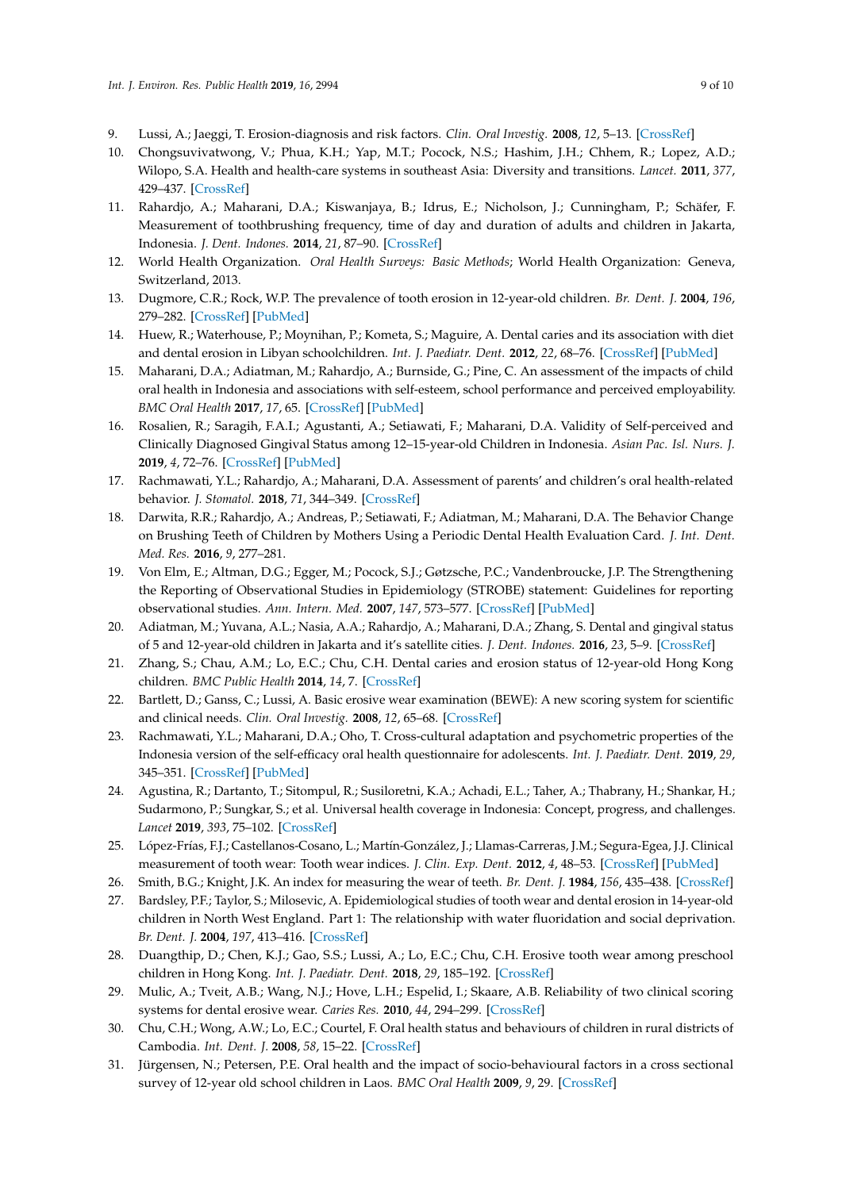9. Lussi, A.; Jaeggi, T. Erosion-diagnosis and risk factors. *Clin. Oral Investig.* **2008**, *12*, 5–13. [CrossRef]
10. Chongsuvivatwong, V.; Phua, K.H.; Yap, M.T.; Pocock, N.S.; Hashim, J.H.; Chhem, R.; Lopez, A.D.; Wilopo, S.A. Health and health-care systems in southeast Asia: Diversity and transitions. *Lancet.* **2011**, *377*, 429–437. [CrossRef]
11. Rahardjo, A.; Maharani, D.A.; Kiswanjaya, B.; Idrus, E.; Nicholson, J.; Cunningham, P.; Schäfer, F. Measurement of toothbrushing frequency, time of day and duration of adults and children in Jakarta, Indonesia. *J. Dent. Indones.* **2014**, *21*, 87–90. [CrossRef]
12. World Health Organization. *Oral Health Surveys: Basic Methods*; World Health Organization: Geneva, Switzerland, 2013.
13. Dugmore, C.R.; Rock, W.P. The prevalence of tooth erosion in 12-year-old children. *Br. Dent. J.* **2004**, *196*, 279–282. [CrossRef] [PubMed]
14. Huew, R.; Waterhouse, P.; Moynihan, P.; Kometa, S.; Maguire, A. Dental caries and its association with diet and dental erosion in Libyan schoolchildren. *Int. J. Paediatr. Dent.* **2012**, *22*, 68–76. [CrossRef] [PubMed]
15. Maharani, D.A.; Adiatman, M.; Rahardjo, A.; Burnside, G.; Pine, C. An assessment of the impacts of child oral health in Indonesia and associations with self-esteem, school performance and perceived employability. *BMC Oral Health* **2017**, *17*, 65. [CrossRef] [PubMed]
16. Rosalien, R.; Saragih, F.A.I.; Agustanti, A.; Setiawati, F.; Maharani, D.A. Validity of Self-perceived and Clinically Diagnosed Gingival Status among 12–15-year-old Children in Indonesia. *Asian Pac. Isl. Nurs. J.* **2019**, *4*, 72–76. [CrossRef] [PubMed]
17. Rachmawati, Y.L.; Rahardjo, A.; Maharani, D.A. Assessment of parents' and children's oral health-related behavior. *J. Stomatol.* **2018**, *71*, 344–349. [CrossRef]
18. Darwita, R.R.; Rahardjo, A.; Andreas, P.; Setiawati, F.; Adiatman, M.; Maharani, D.A. The Behavior Change on Brushing Teeth of Children by Mothers Using a Periodic Dental Health Evaluation Card. *J. Int. Dent. Med. Res.* **2016**, *9*, 277–281.
19. Von Elm, E.; Altman, D.G.; Egger, M.; Pocock, S.J.; Gøtzsche, P.C.; Vandenbroucke, J.P. The Strengthening the Reporting of Observational Studies in Epidemiology (STROBE) statement: Guidelines for reporting observational studies. *Ann. Intern. Med.* **2007**, *147*, 573–577. [CrossRef] [PubMed]
20. Adiatman, M.; Yuvana, A.L.; Nasia, A.A.; Rahardjo, A.; Maharani, D.A.; Zhang, S. Dental and gingival status of 5 and 12-year-old children in Jakarta and it's satellite cities. *J. Dent. Indones.* **2016**, *23*, 5–9. [CrossRef]
21. Zhang, S.; Chau, A.M.; Lo, E.C.; Chu, C.H. Dental caries and erosion status of 12-year-old Hong Kong children. *BMC Public Health* **2014**, *14*, 7. [CrossRef]
22. Bartlett, D.; Ganss, C.; Lussi, A. Basic erosive wear examination (BEWE): A new scoring system for scientific and clinical needs. *Clin. Oral Investig.* **2008**, *12*, 65–68. [CrossRef]
23. Rachmawati, Y.L.; Maharani, D.A.; Oho, T. Cross-cultural adaptation and psychometric properties of the Indonesia version of the self-efficacy oral health questionnaire for adolescents. *Int. J. Paediatr. Dent.* **2019**, *29*, 345–351. [CrossRef] [PubMed]
24. Agustina, R.; Dartanto, T.; Sitompul, R.; Susiloretni, K.A.; Achadi, E.L.; Taher, A.; Thabrany, H.; Shankar, H.; Sudarmono, P.; Sungkar, S.; et al. Universal health coverage in Indonesia: Concept, progress, and challenges. *Lancet* **2019**, *393*, 75–102. [CrossRef]
25. López-Frías, F.J.; Castellanos-Cosano, L.; Martín-González, J.; Llamas-Carreras, J.M.; Segura-Egea, J.J. Clinical measurement of tooth wear: Tooth wear indices. *J. Clin. Exp. Dent.* **2012**, *4*, 48–53. [CrossRef] [PubMed]
26. Smith, B.G.; Knight, J.K. An index for measuring the wear of teeth. *Br. Dent. J.* **1984**, *156*, 435–438. [CrossRef]
27. Bardsley, P.F.; Taylor, S.; Milosevic, A. Epidemiological studies of tooth wear and dental erosion in 14-year-old children in North West England. Part 1: The relationship with water fluoridation and social deprivation. *Br. Dent. J.* **2004**, *197*, 413–416. [CrossRef]
28. Duangthip, D.; Chen, K.J.; Gao, S.S.; Lussi, A.; Lo, E.C.; Chu, C.H. Erosive tooth wear among preschool children in Hong Kong. *Int. J. Paediatr. Dent.* **2018**, *29*, 185–192. [CrossRef]
29. Mulic, A.; Tveit, A.B.; Wang, N.J.; Hove, L.H.; Espelid, I.; Skaare, A.B. Reliability of two clinical scoring systems for dental erosive wear. *Caries Res.* **2010**, *44*, 294–299. [CrossRef]
30. Chu, C.H.; Wong, A.W.; Lo, E.C.; Courtel, F. Oral health status and behaviours of children in rural districts of Cambodia. *Int. Dent. J.* **2008**, *58*, 15–22. [CrossRef]
31. Jürgensen, N.; Petersen, P.E. Oral health and the impact of socio-behavioural factors in a cross sectional survey of 12-year old school children in Laos. *BMC Oral Health* **2009**, *9*, 29. [CrossRef]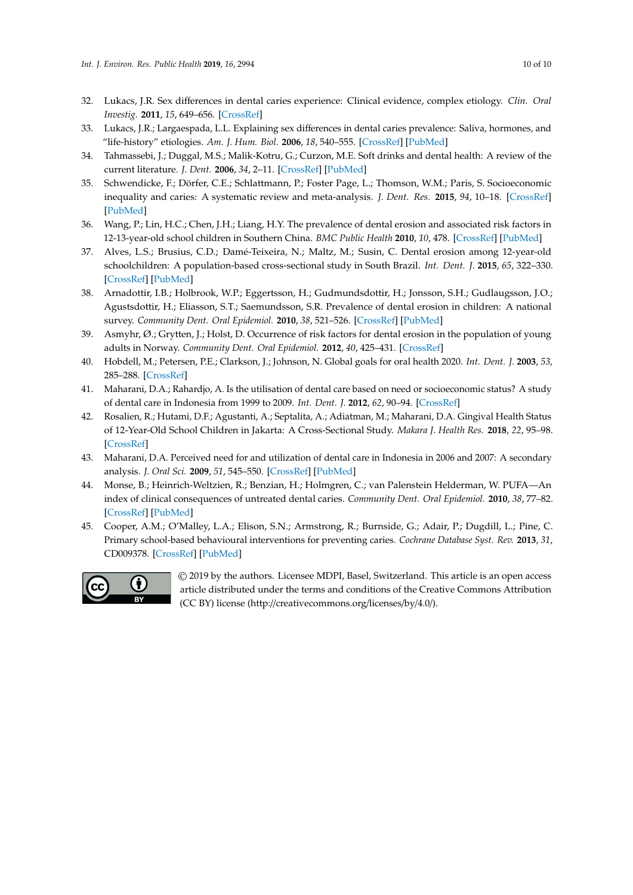32. Lukacs, J.R. Sex differences in dental caries experience: Clinical evidence, complex etiology. *Clin. Oral Investig.* **2011**, *15*, 649–656. [CrossRef]
33. Lukacs, J.R.; Largaespada, L.L. Explaining sex differences in dental caries prevalence: Saliva, hormones, and "life-history" etiologies. *Am. J. Hum. Biol.* **2006**, *18*, 540–555. [CrossRef] [PubMed]
34. Tahmassebi, J.; Duggal, M.S.; Malik-Kotru, G.; Curzon, M.E. Soft drinks and dental health: A review of the current literature. *J. Dent.* **2006**, *34*, 2–11. [CrossRef] [PubMed]
35. Schwendicke, F.; Dörfer, C.E.; Schlattmann, P.; Foster Page, L.; Thomson, W.M.; Paris, S. Socioeconomic inequality and caries: A systematic review and meta-analysis. *J. Dent. Res.* **2015**, *94*, 10–18. [CrossRef] [PubMed]
36. Wang, P.; Lin, H.C.; Chen, J.H.; Liang, H.Y. The prevalence of dental erosion and associated risk factors in 12-13-year-old school children in Southern China. *BMC Public Health* **2010**, *10*, 478. [CrossRef] [PubMed]
37. Alves, L.S.; Brusius, C.D.; Damé-Teixeira, N.; Maltz, M.; Susin, C. Dental erosion among 12-year-old schoolchildren: A population-based cross-sectional study in South Brazil. *Int. Dent. J.* **2015**, *65*, 322–330. [CrossRef] [PubMed]
38. Arnadottir, I.B.; Holbrook, W.P.; Eggertsson, H.; Gudmundsdottir, H.; Jonsson, S.H.; Gudlaugsson, J.O.; Agustsdottir, H.; Eliasson, S.T.; Saemundsson, S.R. Prevalence of dental erosion in children: A national survey. *Community Dent. Oral Epidemiol.* **2010**, *38*, 521–526. [CrossRef] [PubMed]
39. Asmyhr, Ø.; Grytten, J.; Holst, D. Occurrence of risk factors for dental erosion in the population of young adults in Norway. *Community Dent. Oral Epidemiol.* **2012**, *40*, 425–431. [CrossRef]
40. Hobdell, M.; Petersen, P.E.; Clarkson, J.; Johnson, N. Global goals for oral health 2020. *Int. Dent. J.* **2003**, *53*, 285–288. [CrossRef]
41. Maharani, D.A.; Rahardjo, A. Is the utilisation of dental care based on need or socioeconomic status? A study of dental care in Indonesia from 1999 to 2009. *Int. Dent. J.* **2012**, *62*, 90–94. [CrossRef]
42. Rosalien, R.; Hutami, D.F.; Agustanti, A.; Septalita, A.; Adiatman, M.; Maharani, D.A. Gingival Health Status of 12-Year-Old School Children in Jakarta: A Cross-Sectional Study. *Makara J. Health Res.* **2018**, *22*, 95–98. [CrossRef]
43. Maharani, D.A. Perceived need for and utilization of dental care in Indonesia in 2006 and 2007: A secondary analysis. *J. Oral Sci.* **2009**, *51*, 545–550. [CrossRef] [PubMed]
44. Monse, B.; Heinrich-Weltzien, R.; Benzian, H.; Holmgren, C.; van Palenstein Helderman, W. PUFA—An index of clinical consequences of untreated dental caries. *Community Dent. Oral Epidemiol.* **2010**, *38*, 77–82. [CrossRef] [PubMed]
45. Cooper, A.M.; O'Malley, L.A.; Elison, S.N.; Armstrong, R.; Burnside, G.; Adair, P.; Dugdill, L.; Pine, C. Primary school-based behavioural interventions for preventing caries. *Cochrane Database Syst. Rev.* **2013**, *31*, CD009378. [CrossRef] [PubMed]

© 2019 by the authors. Licensee MDPI, Basel, Switzerland. This article is an open access article distributed under the terms and conditions of the Creative Commons Attribution (CC BY) license (http://creativecommons.org/licenses/by/4.0/).